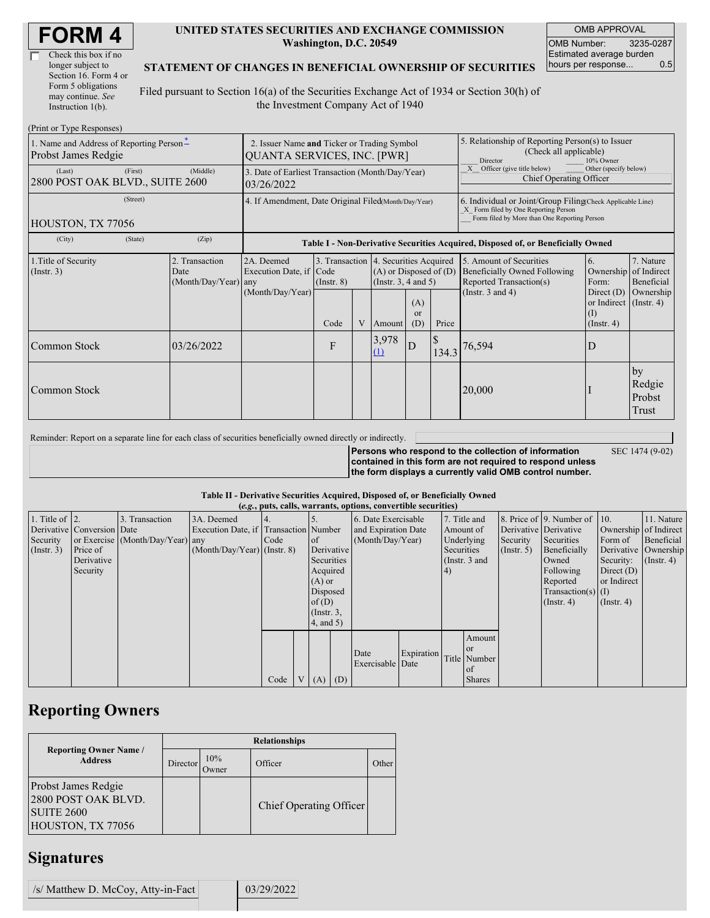# FORM 4

☐ Check this box if no longer subject to Section 16. Form 4 or Form 5 obligations may continue. *See* Instruction 1(b).

**UNITED STATES SECURITIES AND EXCHANGE COMMISSION**
**Washington, D.C. 20549**

**STATEMENT OF CHANGES IN BENEFICIAL OWNERSHIP OF SECURITIES**

Filed pursuant to Section 16(a) of the Securities Exchange Act of 1934 or Section 30(h) of the Investment Company Act of 1940

| OMB APPROVAL | |
|---|---|
| OMB Number: | 3235-0287 |
| Estimated average burden hours per response... | 0.5 |

(Print or Type Responses)

| | | |
|---|---|---|
| 1. Name and Address of Reporting Person * <br> Probst James Redgie <br> (Last) (First) (Middle) <br> 2800 POST OAK BLVD., SUITE 2600 <br> (Street) <br> HOUSTON, TX 77056 <br> (City) (State) (Zip) | 2. Issuer Name **and** Ticker or Trading Symbol <br> QUANTA SERVICES, INC. [PWR] <br> 3. Date of Earliest Transaction (Month/Day/Year) <br> 03/26/2022 <br> 4. If Amendment, Date Original Filed (Month/Day/Year) | 5. Relationship of Reporting Person(s) to Issuer (Check all applicable) <br> ___ Director ___ 10% Owner <br> _X_ Officer (give title below) ___ Other (specify below) <br> Chief Operating Officer <br> 6. Individual or Joint/Group Filing (Check Applicable Line) <br> _X_ Form filed by One Reporting Person <br> ___ Form filed by More than One Reporting Person |

**Table I - Non-Derivative Securities Acquired, Disposed of, or Beneficially Owned**

| 1.Title of Security (Instr. 3) | 2. Transaction Date (Month/Day/Year) | 2A. Deemed Execution Date, if any (Month/Day/Year) | 3. Transaction Code (Instr. 8) | | 4. Securities Acquired (A) or Disposed of (D) (Instr. 3, 4 and 5) | | | 5. Amount of Securities Beneficially Owned Following Reported Transaction(s) (Instr. 3 and 4) | 6. Ownership Form: Direct (D) or Indirect (I) (Instr. 4) | 7. Nature of Indirect Beneficial Ownership (Instr. 4) |
|---|---|---|---|---|---|---|---|---|---|---|
| | | | Code | V | Amount | (A) or (D) | Price | | | |
| Common Stock | 03/26/2022 | | F | | 3,978 (1) | D | $ 134.3 | 76,594 | D | |
| Common Stock | | | | | | | | 20,000 | I | by Redgie Probst Trust |

Reminder: Report on a separate line for each class of securities beneficially owned directly or indirectly.

**Persons who respond to the collection of information contained in this form are not required to respond unless the form displays a currently valid OMB control number.** SEC 1474 (9-02)

**Table II - Derivative Securities Acquired, Disposed of, or Beneficially Owned**
**(*e.g.*, puts, calls, warrants, options, convertible securities)**

| 1. Title of Derivative Security (Instr. 3) | 2. Conversion or Exercise Price of Derivative Security | 3. Transaction Date (Month/Day/Year) | 3A. Deemed Execution Date, if any (Month/Day/Year) | 4. Transaction Code (Instr. 8) | | 5. Number of Derivative Securities Acquired (A) or Disposed of (D) (Instr. 3, 4, and 5) | | 6. Date Exercisable and Expiration Date (Month/Day/Year) | | 7. Title and Amount of Underlying Securities (Instr. 3 and 4) | | 8. Price of Derivative Security (Instr. 5) | 9. Number of Derivative Securities Beneficially Owned Following Reported Transaction(s) (Instr. 4) | 10. Ownership Form of Derivative Security: Direct (D) or Indirect (I) (Instr. 4) | 11. Nature of Indirect Beneficial Ownership (Instr. 4) |
|---|---|---|---|---|---|---|---|---|---|---|---|---|---|---|---|
| | | | | Code | V | (A) | (D) | Date Exercisable | Expiration Date | Title | Amount or Number of Shares | | | | |

## Reporting Owners

| Reporting Owner Name / Address | Relationships | | | |
|---|---|---|---|---|
| | Director | 10% Owner | Officer | Other |
| Probst James Redgie <br> 2800 POST OAK BLVD. <br> SUITE 2600 <br> HOUSTON, TX 77056 | | | Chief Operating Officer | |

## Signatures

| | |
|---|---|
| /s/ Matthew D. McCoy, Atty-in-Fact | 03/29/2022 |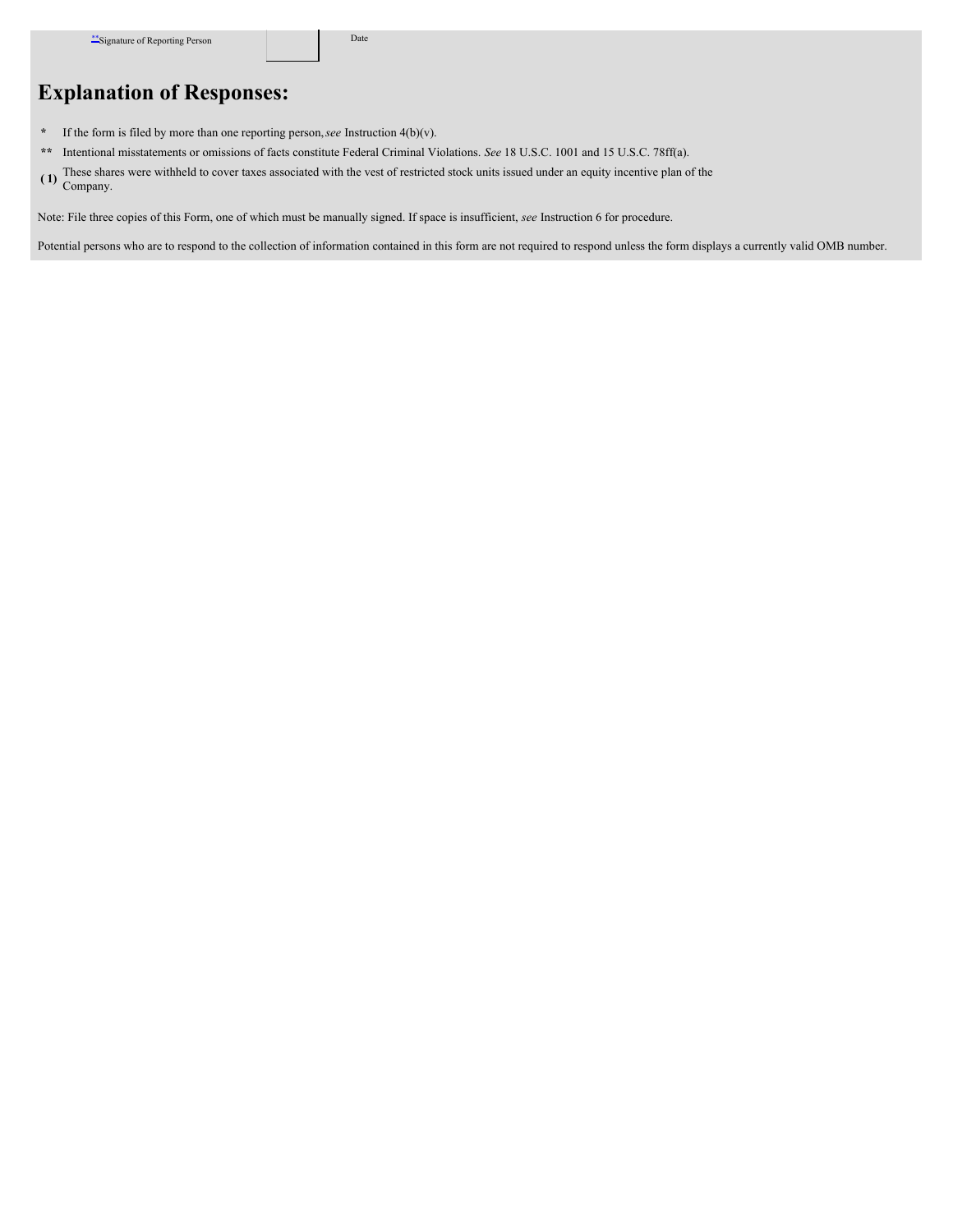| | |
|---|---|
| ** Signature of Reporting Person | Date |

## Explanation of Responses:

\* If the form is filed by more than one reporting person, *see* Instruction 4(b)(v).

** Intentional misstatements or omissions of facts constitute Federal Criminal Violations. *See* 18 U.S.C. 1001 and 15 U.S.C. 78ff(a).

**( 1)** These shares were withheld to cover taxes associated with the vest of restricted stock units issued under an equity incentive plan of the Company.

Note: File three copies of this Form, one of which must be manually signed. If space is insufficient, *see* Instruction 6 for procedure.

Potential persons who are to respond to the collection of information contained in this form are not required to respond unless the form displays a currently valid OMB number.